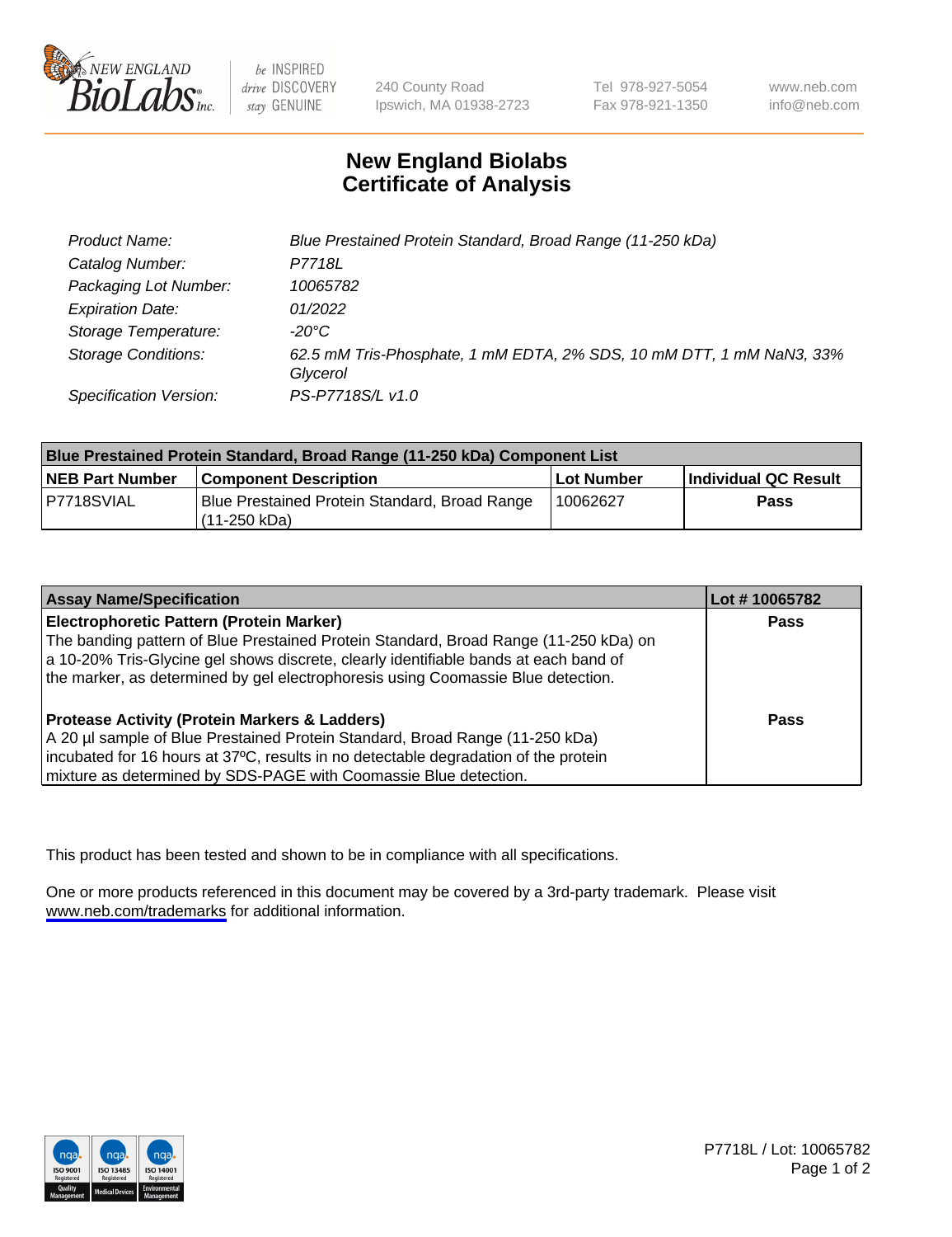NEW ENGLAND BioLabs Inc. — be INSPIRED drive DISCOVERY stay GENUINE

240 County Road
Ipswich, MA 01938-2723

Tel 978-927-5054
Fax 978-921-1350

www.neb.com
info@neb.com

# New England Biolabs
# Certificate of Analysis

| | |
|---|---|
| Product Name: | *Blue Prestained Protein Standard, Broad Range (11-250 kDa)* |
| Catalog Number: | *P7718L* |
| Packaging Lot Number: | *10065782* |
| Expiration Date: | *01/2022* |
| Storage Temperature: | *-20°C* |
| Storage Conditions: | *62.5 mM Tris-Phosphate, 1 mM EDTA, 2% SDS, 10 mM DTT, 1 mM NaN3, 33% Glycerol* |
| Specification Version: | *PS-P7718S/L v1.0* |

| Blue Prestained Protein Standard, Broad Range (11-250 kDa) Component List | | | |
|---|---|---|---|
| **NEB Part Number** | **Component Description** | **Lot Number** | **Individual QC Result** |
| P7718SVIAL | Blue Prestained Protein Standard, Broad Range (11-250 kDa) | 10062627 | **Pass** |

| Assay Name/Specification | Lot # 10065782 |
|---|---|
| **Electrophoretic Pattern (Protein Marker)**<br>The banding pattern of Blue Prestained Protein Standard, Broad Range (11-250 kDa) on a 10-20% Tris-Glycine gel shows discrete, clearly identifiable bands at each band of the marker, as determined by gel electrophoresis using Coomassie Blue detection. | **Pass** |
| **Protease Activity (Protein Markers & Ladders)**<br>A 20 µl sample of Blue Prestained Protein Standard, Broad Range (11-250 kDa) incubated for 16 hours at 37ºC, results in no detectable degradation of the protein mixture as determined by SDS-PAGE with Coomassie Blue detection. | **Pass** |

This product has been tested and shown to be in compliance with all specifications.

One or more products referenced in this document may be covered by a 3rd-party trademark. Please visit www.neb.com/trademarks for additional information.

ISO 9001 Registered Quality Management | ISO 13485 Registered Medical Devices | ISO 14001 Registered Environmental Management

P7718L / Lot: 10065782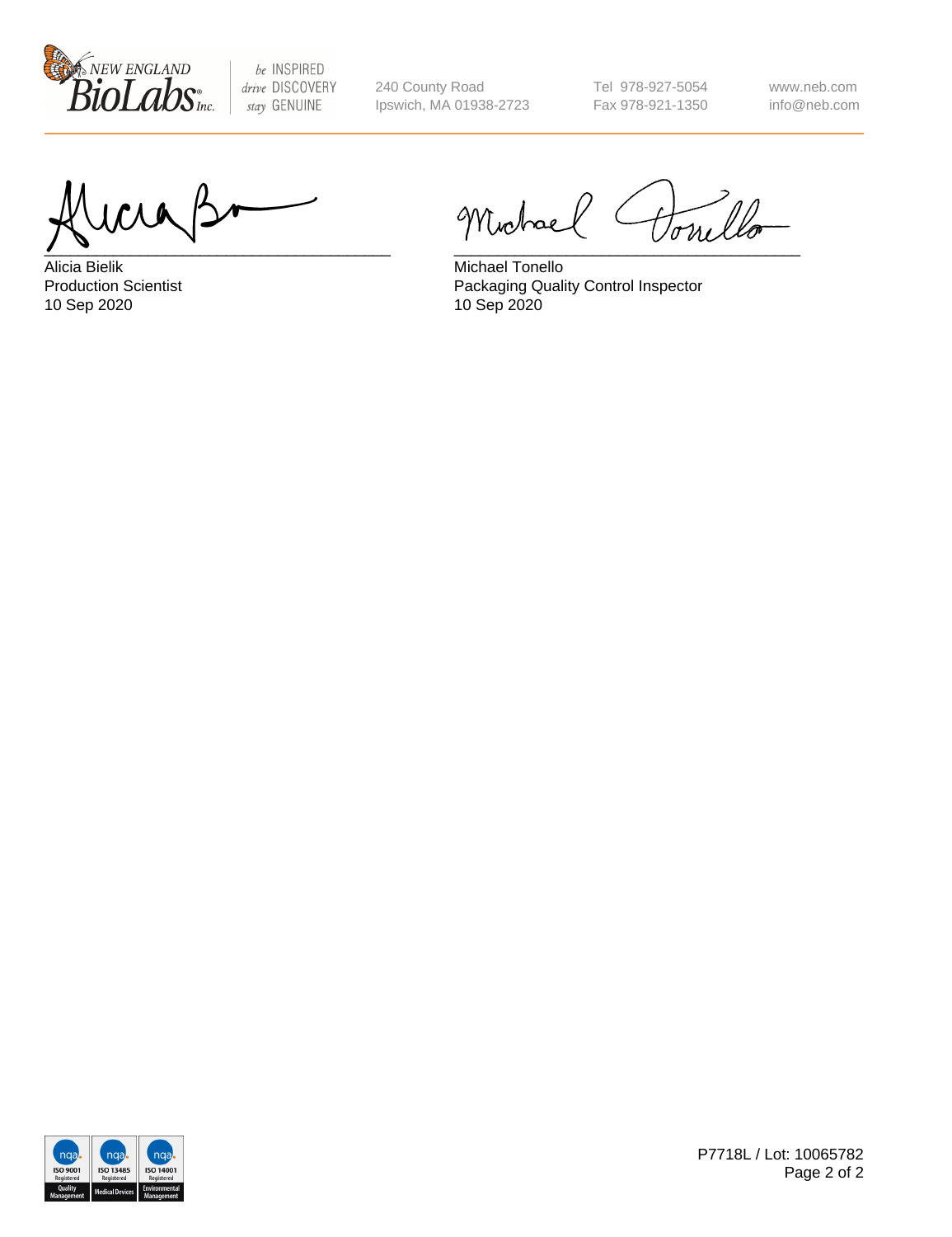240 County Road
Ipswich, MA 01938-2723

Tel 978-927-5054
Fax 978-921-1350

www.neb.com
info@neb.com

Alicia Bielik
Production Scientist
10 Sep 2020

Michael Tonello
Packaging Quality Control Inspector
10 Sep 2020

P7718L / Lot: 10065782